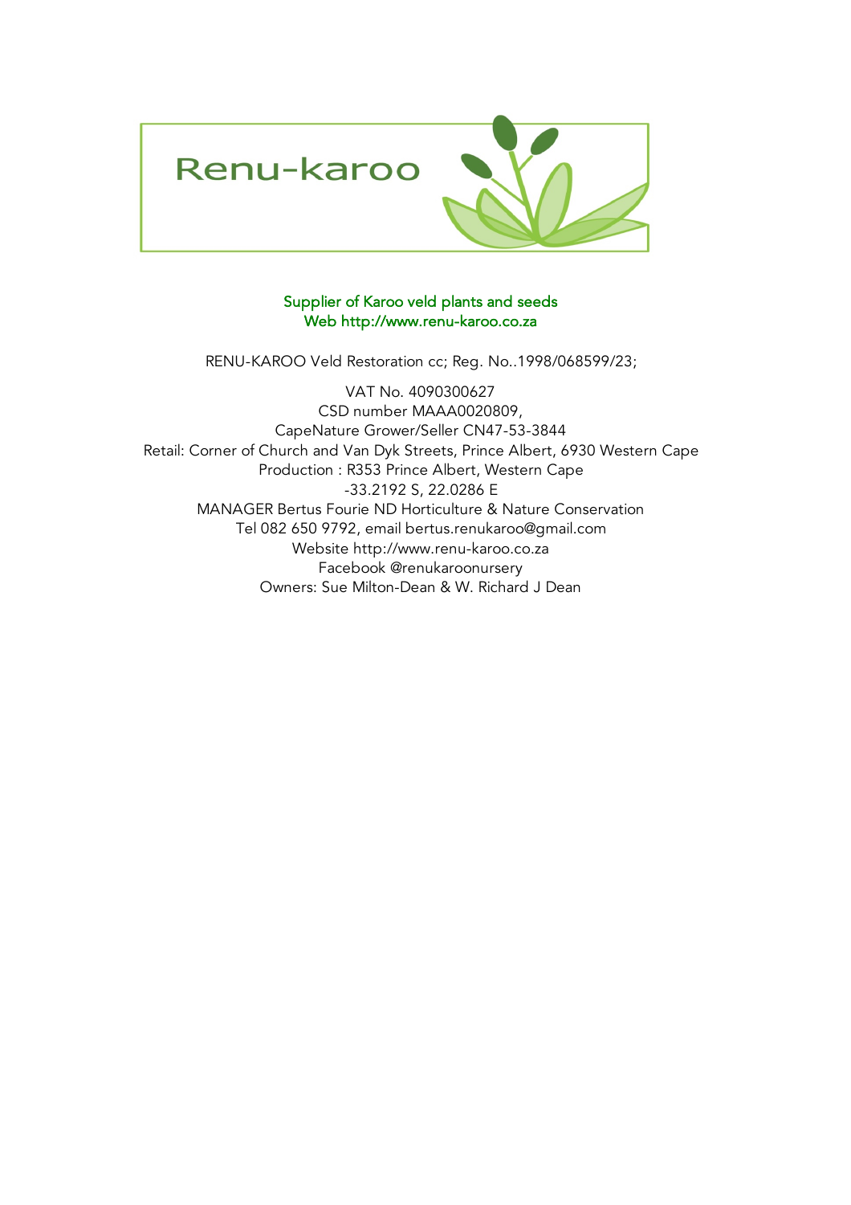# Renu-karoo

Supplier of Karoo veld plants and seeds
Web http://www.renu-karoo.co.za

RENU-KAROO Veld Restoration cc; Reg. No..1998/068599/23;

VAT No. 4090300627
CSD number MAAA0020809,
CapeNature Grower/Seller CN47-53-3844
Retail: Corner of Church and Van Dyk Streets, Prince Albert, 6930 Western Cape
Production : R353 Prince Albert, Western Cape
-33.2192 S, 22.0286 E
MANAGER Bertus Fourie ND Horticulture & Nature Conservation
Tel 082 650 9792, email bertus.renukaroo@gmail.com
Website http://www.renu-karoo.co.za
Facebook @renukaroonursery
Owners: Sue Milton-Dean & W. Richard J Dean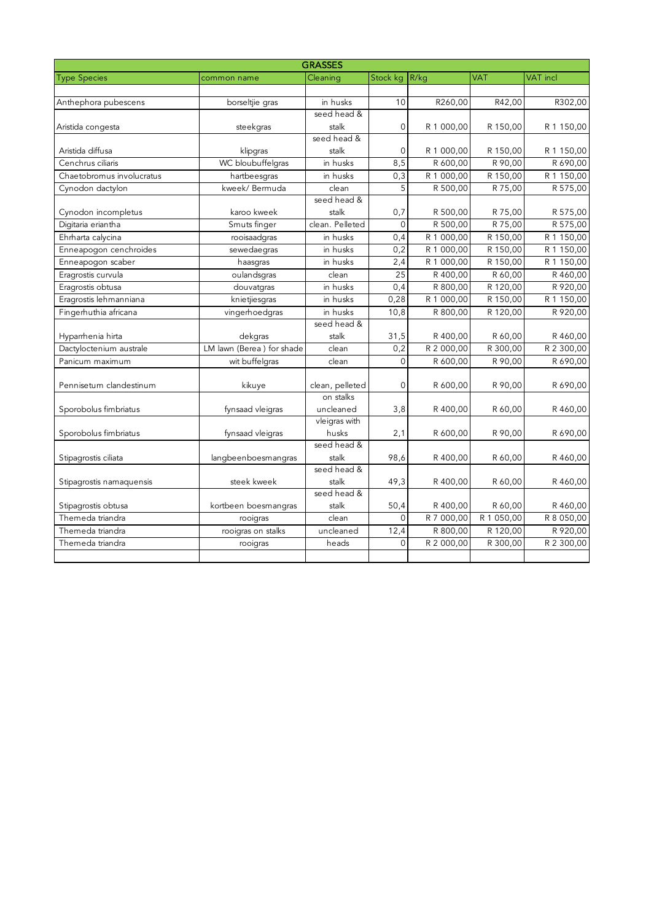| GRASSES | | | | | | |
|---|---|---|---|---|---|---|
| Type Species | common name | Cleaning | Stock kg | R/kg | VAT | VAT incl |
| | | | | | | |
| Anthephora pubescens | borseltjie gras | in husks | 10 | R260,00 | R42,00 | R302,00 |
| Aristida congesta | steekgras | seed head & stalk | 0 | R 1 000,00 | R 150,00 | R 1 150,00 |
| Aristida diffusa | klipgras | seed head & stalk | 0 | R 1 000,00 | R 150,00 | R 1 150,00 |
| Cenchrus ciliaris | WC bloubuffelgras | in husks | 8,5 | R 600,00 | R 90,00 | R 690,00 |
| Chaetobromus involucratus | hartbeesgras | in husks | 0,3 | R 1 000,00 | R 150,00 | R 1 150,00 |
| Cynodon dactylon | kweek/ Bermuda | clean | 5 | R 500,00 | R 75,00 | R 575,00 |
| Cynodon incompletus | karoo kweek | seed head & stalk | 0,7 | R 500,00 | R 75,00 | R 575,00 |
| Digitaria eriantha | Smuts finger | clean. Pelleted | 0 | R 500,00 | R 75,00 | R 575,00 |
| Ehrharta calycina | rooisaadgras | in husks | 0,4 | R 1 000,00 | R 150,00 | R 1 150,00 |
| Enneapogon cenchroides | sewedaegras | in husks | 0,2 | R 1 000,00 | R 150,00 | R 1 150,00 |
| Enneapogon scaber | haasgras | in husks | 2,4 | R 1 000,00 | R 150,00 | R 1 150,00 |
| Eragrostis curvula | oulandsgras | clean | 25 | R 400,00 | R 60,00 | R 460,00 |
| Eragrostis obtusa | douvatgras | in husks | 0,4 | R 800,00 | R 120,00 | R 920,00 |
| Eragrostis lehmanniana | knietjiesgras | in husks | 0,28 | R 1 000,00 | R 150,00 | R 1 150,00 |
| Fingerhuthia africana | vingerhoedgras | in husks | 10,8 | R 800,00 | R 120,00 | R 920,00 |
| Hyparrhenia hirta | dekgras | seed head & stalk | 31,5 | R 400,00 | R 60,00 | R 460,00 |
| Dactyloctenium australe | LM lawn (Berea ) for shade | clean | 0,2 | R 2 000,00 | R 300,00 | R 2 300,00 |
| Panicum maximum | wit buffelgras | clean | 0 | R 600,00 | R 90,00 | R 690,00 |
| Pennisetum clandestinum | kikuye | clean, pelleted | 0 | R 600,00 | R 90,00 | R 690,00 |
| Sporobolus fimbriatus | fynsaad vleigras | on stalks uncleaned | 3,8 | R 400,00 | R 60,00 | R 460,00 |
| Sporobolus fimbriatus | fynsaad vleigras | vleigras with husks | 2,1 | R 600,00 | R 90,00 | R 690,00 |
| Stipagrostis ciliata | langbeenboesmangras | seed head & stalk | 98,6 | R 400,00 | R 60,00 | R 460,00 |
| Stipagrostis namaquensis | steek kweek | seed head & stalk | 49,3 | R 400,00 | R 60,00 | R 460,00 |
| Stipagrostis obtusa | kortbeen boesmangras | seed head & stalk | 50,4 | R 400,00 | R 60,00 | R 460,00 |
| Themeda triandra | rooigras | clean | 0 | R 7 000,00 | R 1 050,00 | R 8 050,00 |
| Themeda triandra | rooigras on stalks | uncleaned | 12,4 | R 800,00 | R 120,00 | R 920,00 |
| Themeda triandra | rooigras | heads | 0 | R 2 000,00 | R 300,00 | R 2 300,00 |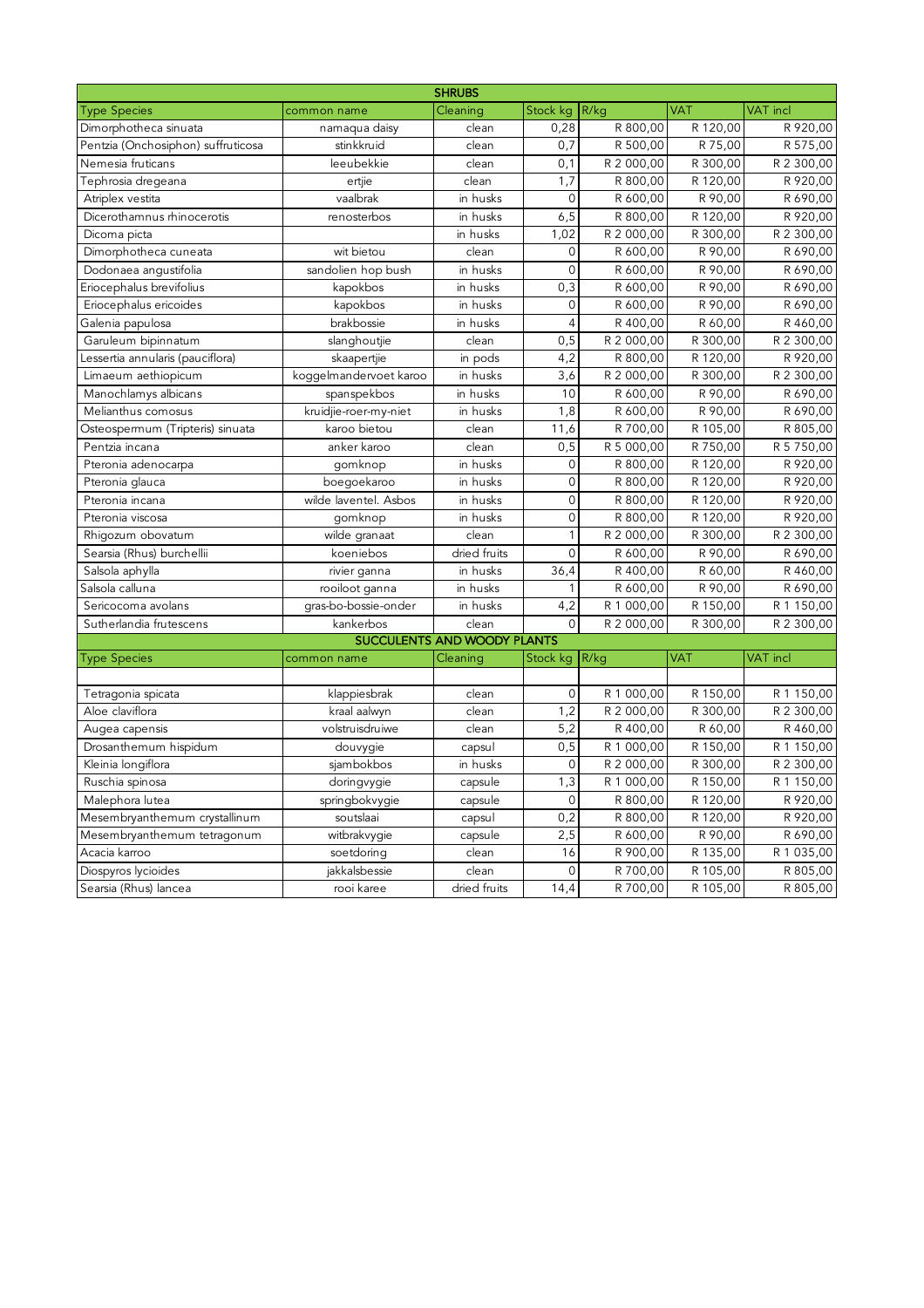| SHRUBS | | | | | | |
|---|---|---|---|---|---|---|
| Type Species | common name | Cleaning | Stock kg | R/kg | VAT | VAT incl |
| Dimorphotheca sinuata | namaqua daisy | clean | 0,28 | R 800,00 | R 120,00 | R 920,00 |
| Pentzia (Onchosiphon) suffruticosa | stinkkruid | clean | 0,7 | R 500,00 | R 75,00 | R 575,00 |
| Nemesia fruticans | leeubekkie | clean | 0,1 | R 2 000,00 | R 300,00 | R 2 300,00 |
| Tephrosia dregeana | ertjie | clean | 1,7 | R 800,00 | R 120,00 | R 920,00 |
| Atriplex vestita | vaalbrak | in husks | 0 | R 600,00 | R 90,00 | R 690,00 |
| Dicerothamnus rhinocerotis | renosterbos | in husks | 6,5 | R 800,00 | R 120,00 | R 920,00 |
| Dicoma picta | | in husks | 1,02 | R 2 000,00 | R 300,00 | R 2 300,00 |
| Dimorphotheca cuneata | wit bietou | clean | 0 | R 600,00 | R 90,00 | R 690,00 |
| Dodonaea angustifolia | sandolien hop bush | in husks | 0 | R 600,00 | R 90,00 | R 690,00 |
| Eriocephalus brevifolius | kapokbos | in husks | 0,3 | R 600,00 | R 90,00 | R 690,00 |
| Eriocephalus ericoides | kapokbos | in husks | 0 | R 600,00 | R 90,00 | R 690,00 |
| Galenia papulosa | brakbossie | in husks | 4 | R 400,00 | R 60,00 | R 460,00 |
| Garuleum bipinnatum | slanghoutjie | clean | 0,5 | R 2 000,00 | R 300,00 | R 2 300,00 |
| Lessertia annularis (pauciflora) | skaapertjie | in pods | 4,2 | R 800,00 | R 120,00 | R 920,00 |
| Limaeum aethiopicum | koggelmandervoet karoo | in husks | 3,6 | R 2 000,00 | R 300,00 | R 2 300,00 |
| Manochlamys albicans | spanspekbos | in husks | 10 | R 600,00 | R 90,00 | R 690,00 |
| Melianthus comosus | kruidjie-roer-my-niet | in husks | 1,8 | R 600,00 | R 90,00 | R 690,00 |
| Osteospermum (Tripteris) sinuata | karoo bietou | clean | 11,6 | R 700,00 | R 105,00 | R 805,00 |
| Pentzia incana | anker karoo | clean | 0,5 | R 5 000,00 | R 750,00 | R 5 750,00 |
| Pteronia adenocarpa | gomknop | in husks | 0 | R 800,00 | R 120,00 | R 920,00 |
| Pteronia glauca | boegoekaroo | in husks | 0 | R 800,00 | R 120,00 | R 920,00 |
| Pteronia incana | wilde laventel. Asbos | in husks | 0 | R 800,00 | R 120,00 | R 920,00 |
| Pteronia viscosa | gomknop | in husks | 0 | R 800,00 | R 120,00 | R 920,00 |
| Rhigozum obovatum | wilde granaat | clean | 1 | R 2 000,00 | R 300,00 | R 2 300,00 |
| Searsia (Rhus) burchellii | koeniebos | dried fruits | 0 | R 600,00 | R 90,00 | R 690,00 |
| Salsola aphylla | rivier ganna | in husks | 36,4 | R 400,00 | R 60,00 | R 460,00 |
| Salsola calluna | rooiloot ganna | in husks | 1 | R 600,00 | R 90,00 | R 690,00 |
| Sericocoma avolans | gras-bo-bossie-onder | in husks | 4,2 | R 1 000,00 | R 150,00 | R 1 150,00 |
| Sutherlandia frutescens | kankerbos | clean | 0 | R 2 000,00 | R 300,00 | R 2 300,00 |
| SUCCULENTS AND WOODY PLANTS | | | | | | |
| Type Species | common name | Cleaning | Stock kg | R/kg | VAT | VAT incl |
| | | | | | | |
| Tetragonia spicata | klappiesbrak | clean | 0 | R 1 000,00 | R 150,00 | R 1 150,00 |
| Aloe claviflora | kraal aalwyn | clean | 1,2 | R 2 000,00 | R 300,00 | R 2 300,00 |
| Augea capensis | volstruisdruiwe | clean | 5,2 | R 400,00 | R 60,00 | R 460,00 |
| Drosanthemum hispidum | douvygie | capsul | 0,5 | R 1 000,00 | R 150,00 | R 1 150,00 |
| Kleinia longiflora | sjambokbos | in husks | 0 | R 2 000,00 | R 300,00 | R 2 300,00 |
| Ruschia spinosa | doringvygie | capsule | 1,3 | R 1 000,00 | R 150,00 | R 1 150,00 |
| Malephora lutea | springbokvygie | capsule | 0 | R 800,00 | R 120,00 | R 920,00 |
| Mesembryanthemum crystallinum | soutslaai | capsul | 0,2 | R 800,00 | R 120,00 | R 920,00 |
| Mesembryanthemum tetragonum | witbrakvygie | capsule | 2,5 | R 600,00 | R 90,00 | R 690,00 |
| Acacia karroo | soetdoring | clean | 16 | R 900,00 | R 135,00 | R 1 035,00 |
| Diospyros lycioides | jakkalsbessie | clean | 0 | R 700,00 | R 105,00 | R 805,00 |
| Searsia (Rhus) lancea | rooi karee | dried fruits | 14,4 | R 700,00 | R 105,00 | R 805,00 |